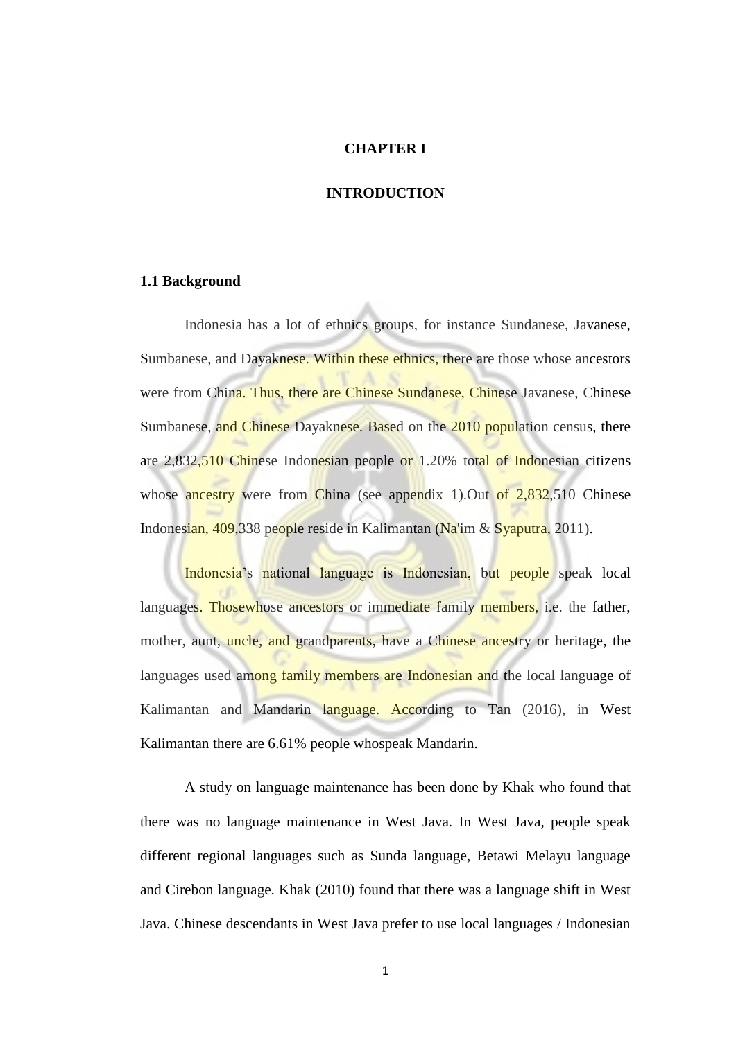# CHAPTER I

# INTRODUCTION

## 1.1 Background

Indonesia has a lot of ethnics groups, for instance Sundanese, Javanese, Sumbanese, and Dayaknese. Within these ethnics, there are those whose ancestors were from China. Thus, there are Chinese Sundanese, Chinese Javanese, Chinese Sumbanese, and Chinese Dayaknese. Based on the 2010 population census, there are 2,832,510 Chinese Indonesian people or 1.20% total of Indonesian citizens whose ancestry were from China (see appendix 1).Out of 2,832,510 Chinese Indonesian, 409,338 people reside in Kalimantan (Na'im & Syaputra, 2011).

Indonesia's national language is Indonesian, but people speak local languages. Thosewhose ancestors or immediate family members, i.e. the father, mother, aunt, uncle, and grandparents, have a Chinese ancestry or heritage, the languages used among family members are Indonesian and the local language of Kalimantan and Mandarin language. According to Tan (2016), in West Kalimantan there are 6.61% people whospeak Mandarin.

A study on language maintenance has been done by Khak who found that there was no language maintenance in West Java. In West Java, people speak different regional languages such as Sunda language, Betawi Melayu language and Cirebon language. Khak (2010) found that there was a language shift in West Java. Chinese descendants in West Java prefer to use local languages / Indonesian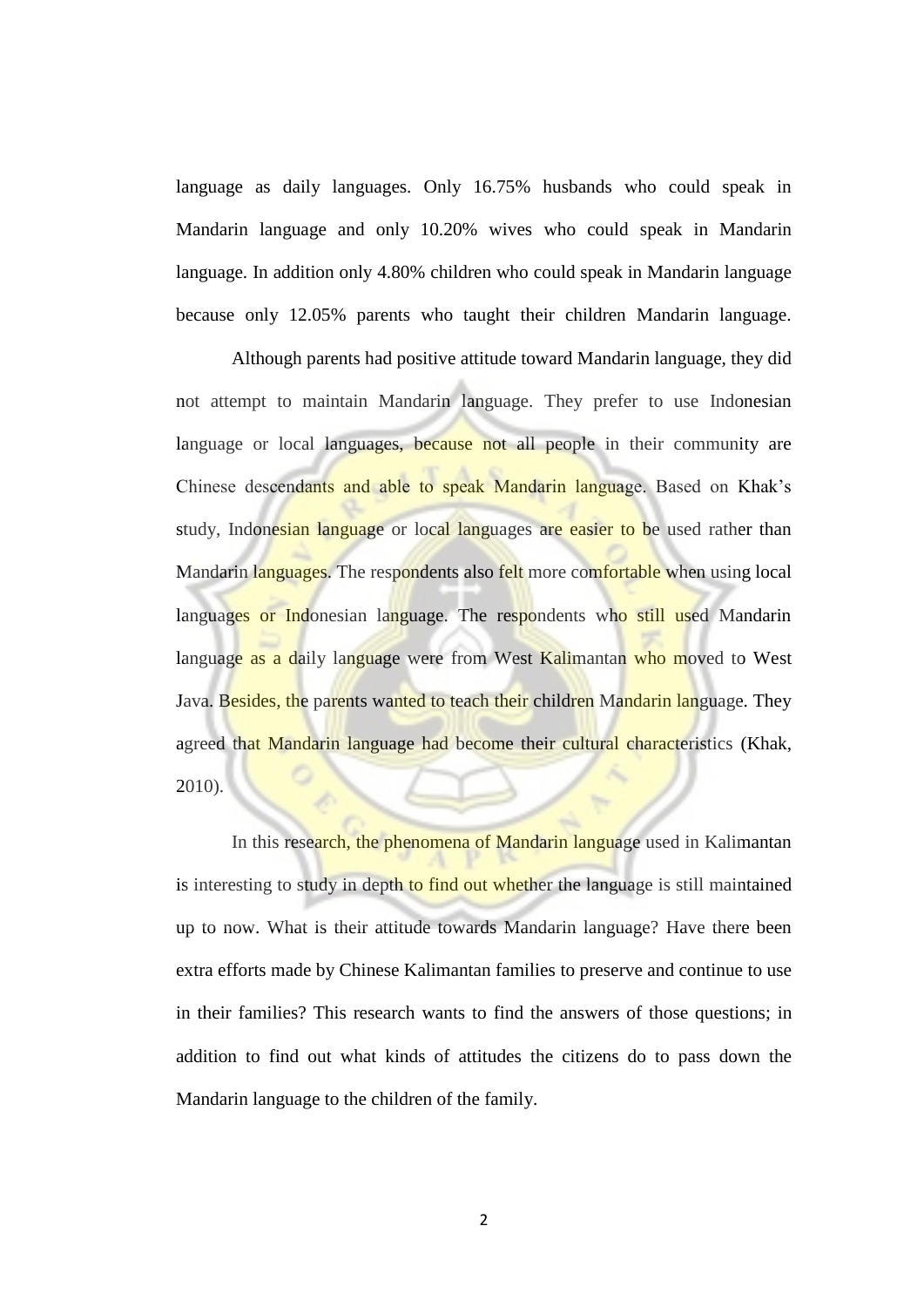language as daily languages. Only 16.75% husbands who could speak in Mandarin language and only 10.20% wives who could speak in Mandarin language. In addition only 4.80% children who could speak in Mandarin language because only 12.05% parents who taught their children Mandarin language.

Although parents had positive attitude toward Mandarin language, they did not attempt to maintain Mandarin language. They prefer to use Indonesian language or local languages, because not all people in their community are Chinese descendants and able to speak Mandarin language. Based on Khak's study, Indonesian language or local languages are easier to be used rather than Mandarin languages. The respondents also felt more comfortable when using local languages or Indonesian language. The respondents who still used Mandarin language as a daily language were from West Kalimantan who moved to West Java. Besides, the parents wanted to teach their children Mandarin language. They agreed that Mandarin language had become their cultural characteristics (Khak, 2010).

In this research, the phenomena of Mandarin language used in Kalimantan is interesting to study in depth to find out whether the language is still maintained up to now. What is their attitude towards Mandarin language? Have there been extra efforts made by Chinese Kalimantan families to preserve and continue to use in their families? This research wants to find the answers of those questions; in addition to find out what kinds of attitudes the citizens do to pass down the Mandarin language to the children of the family.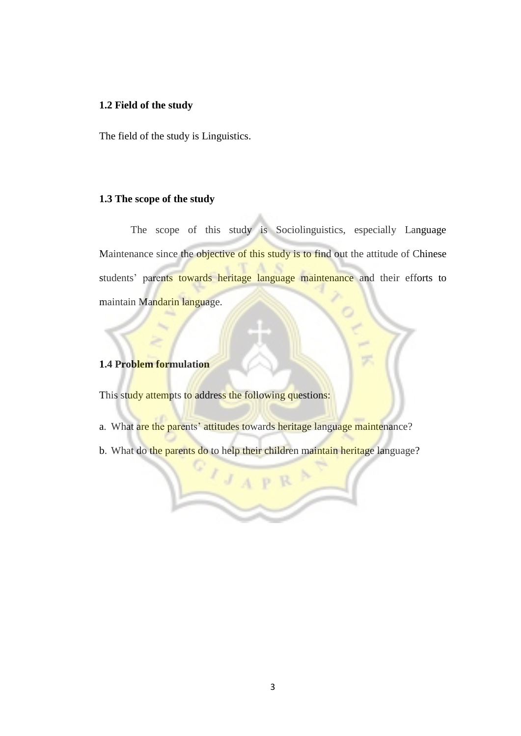### 1.2 Field of the study

The field of the study is Linguistics.

### 1.3 The scope of the study

The scope of this study is Sociolinguistics, especially Language Maintenance since the objective of this study is to find out the attitude of Chinese students' parents towards heritage language maintenance and their efforts to maintain Mandarin language.

### 1.4 Problem formulation

This study attempts to address the following questions:

a. What are the parents' attitudes towards heritage language maintenance?

b. What do the parents do to help their children maintain heritage language?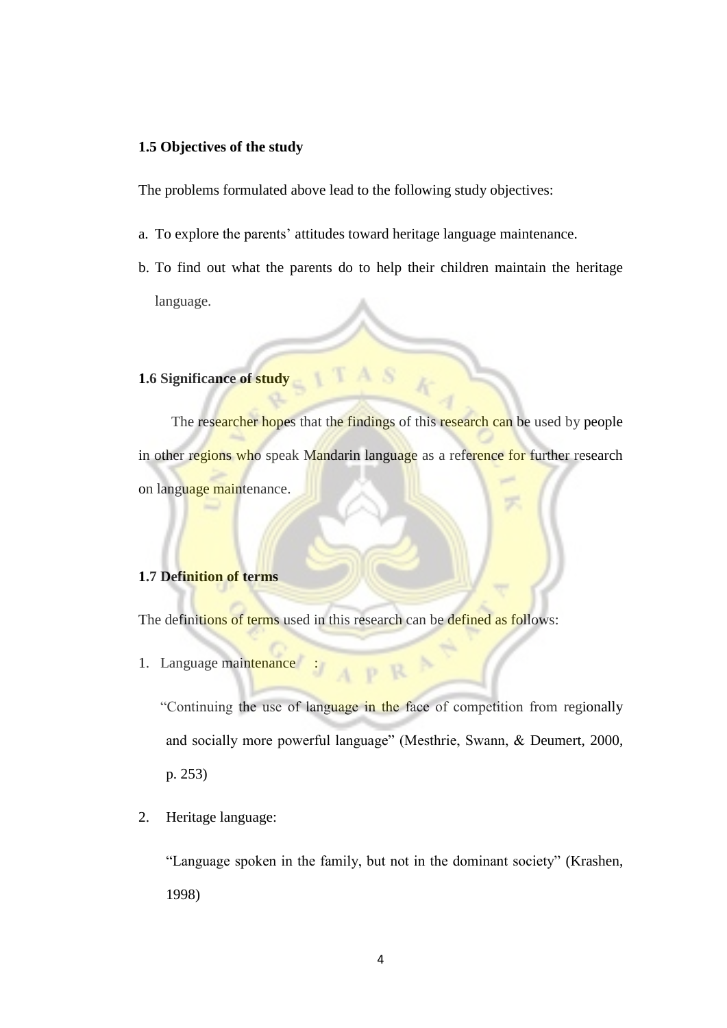### 1.5 Objectives of the study

The problems formulated above lead to the following study objectives:

a. To explore the parents' attitudes toward heritage language maintenance.
b. To find out what the parents do to help their children maintain the heritage language.

### 1.6 Significance of study

The researcher hopes that the findings of this research can be used by people in other regions who speak Mandarin language as a reference for further research on language maintenance.

### 1.7 Definition of terms

The definitions of terms used in this research can be defined as follows:

1. Language maintenance :

   "Continuing the use of language in the face of competition from regionally and socially more powerful language" (Mesthrie, Swann, & Deumert, 2000, p. 253)

2. Heritage language:

   "Language spoken in the family, but not in the dominant society" (Krashen, 1998)